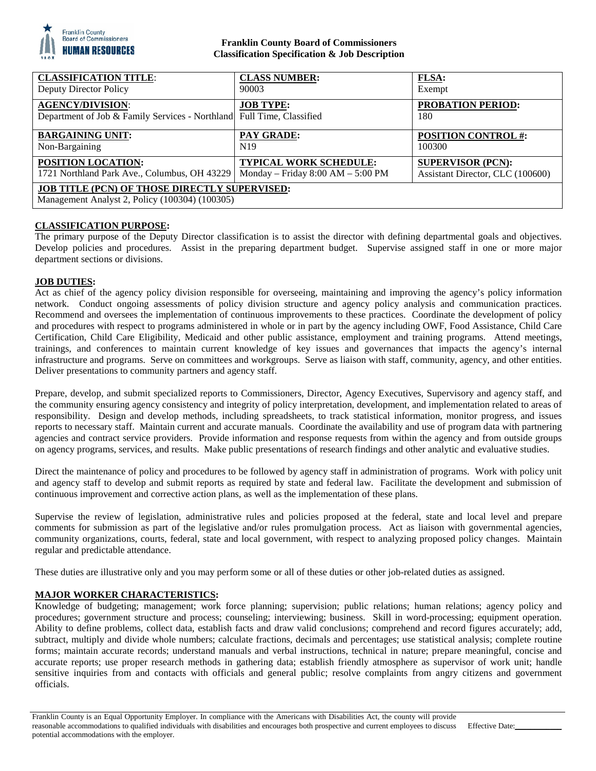**Franklin County Board of Commissioners**
**Classification Specification & Job Description**

| **CLASSIFICATION TITLE**: Deputy Director Policy | **CLASS NUMBER:** 90003 | **FLSA:** Exempt |
|---|---|---|
| **AGENCY/DIVISION**: Department of Job & Family Services - Northland | **JOB TYPE:** Full Time, Classified | **PROBATION PERIOD:** 180 |
| **BARGAINING UNIT:** Non-Bargaining | **PAY GRADE:** N19 | **POSITION CONTROL #:** 100300 |
| **POSITION LOCATION:** 1721 Northland Park Ave., Columbus, OH 43229 | **TYPICAL WORK SCHEDULE:** Monday – Friday 8:00 AM – 5:00 PM | **SUPERVISOR (PCN):** Assistant Director, CLC (100600) |
| **JOB TITLE (PCN) OF THOSE DIRECTLY SUPERVISED:** Management Analyst 2, Policy (100304) (100305) | | |

## CLASSIFICATION PURPOSE:

The primary purpose of the Deputy Director classification is to assist the director with defining departmental goals and objectives. Develop policies and procedures. Assist in the preparing department budget. Supervise assigned staff in one or more major department sections or divisions.

## JOB DUTIES:

Act as chief of the agency policy division responsible for overseeing, maintaining and improving the agency's policy information network. Conduct ongoing assessments of policy division structure and agency policy analysis and communication practices. Recommend and oversees the implementation of continuous improvements to these practices. Coordinate the development of policy and procedures with respect to programs administered in whole or in part by the agency including OWF, Food Assistance, Child Care Certification, Child Care Eligibility, Medicaid and other public assistance, employment and training programs. Attend meetings, trainings, and conferences to maintain current knowledge of key issues and governances that impacts the agency's internal infrastructure and programs. Serve on committees and workgroups. Serve as liaison with staff, community, agency, and other entities. Deliver presentations to community partners and agency staff.

Prepare, develop, and submit specialized reports to Commissioners, Director, Agency Executives, Supervisory and agency staff, and the community ensuring agency consistency and integrity of policy interpretation, development, and implementation related to areas of responsibility. Design and develop methods, including spreadsheets, to track statistical information, monitor progress, and issues reports to necessary staff. Maintain current and accurate manuals. Coordinate the availability and use of program data with partnering agencies and contract service providers. Provide information and response requests from within the agency and from outside groups on agency programs, services, and results. Make public presentations of research findings and other analytic and evaluative studies.

Direct the maintenance of policy and procedures to be followed by agency staff in administration of programs. Work with policy unit and agency staff to develop and submit reports as required by state and federal law. Facilitate the development and submission of continuous improvement and corrective action plans, as well as the implementation of these plans.

Supervise the review of legislation, administrative rules and policies proposed at the federal, state and local level and prepare comments for submission as part of the legislative and/or rules promulgation process. Act as liaison with governmental agencies, community organizations, courts, federal, state and local government, with respect to analyzing proposed policy changes. Maintain regular and predictable attendance.

These duties are illustrative only and you may perform some or all of these duties or other job-related duties as assigned.

## MAJOR WORKER CHARACTERISTICS:

Knowledge of budgeting; management; work force planning; supervision; public relations; human relations; agency policy and procedures; government structure and process; counseling; interviewing; business. Skill in word-processing; equipment operation. Ability to define problems, collect data, establish facts and draw valid conclusions; comprehend and record figures accurately; add, subtract, multiply and divide whole numbers; calculate fractions, decimals and percentages; use statistical analysis; complete routine forms; maintain accurate records; understand manuals and verbal instructions, technical in nature; prepare meaningful, concise and accurate reports; use proper research methods in gathering data; establish friendly atmosphere as supervisor of work unit; handle sensitive inquiries from and contacts with officials and general public; resolve complaints from angry citizens and government officials.

Franklin County is an Equal Opportunity Employer. In compliance with the Americans with Disabilities Act, the county will provide reasonable accommodations to qualified individuals with disabilities and encourages both prospective and current employees to discuss potential accommodations with the employer.

Effective Date:___________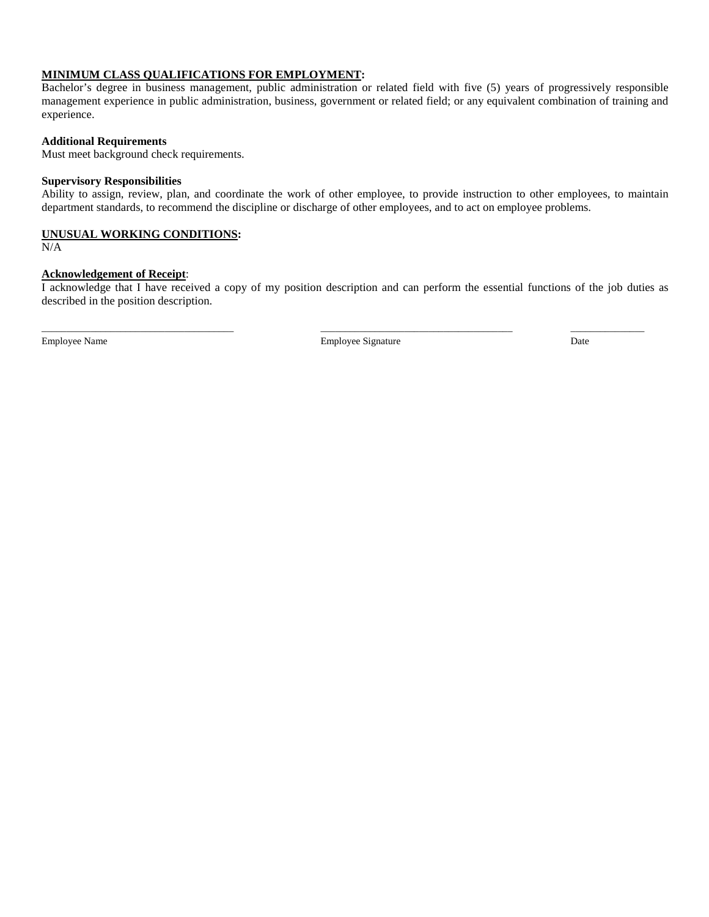**MINIMUM CLASS QUALIFICATIONS FOR EMPLOYMENT:**

Bachelor's degree in business management, public administration or related field with five (5) years of progressively responsible management experience in public administration, business, government or related field; or any equivalent combination of training and experience.

**Additional Requirements**

Must meet background check requirements.

**Supervisory Responsibilities**

Ability to assign, review, plan, and coordinate the work of other employee, to provide instruction to other employees, to maintain department standards, to recommend the discipline or discharge of other employees, and to act on employee problems.

**UNUSUAL WORKING CONDITIONS:**

N/A

**Acknowledgement of Receipt**:

I acknowledge that I have received a copy of my position description and can perform the essential functions of the job duties as described in the position description.

| | | |
|---|---|---|
| ___________________________________ | ___________________________________ | ______________ |
| Employee Name | Employee Signature | Date |